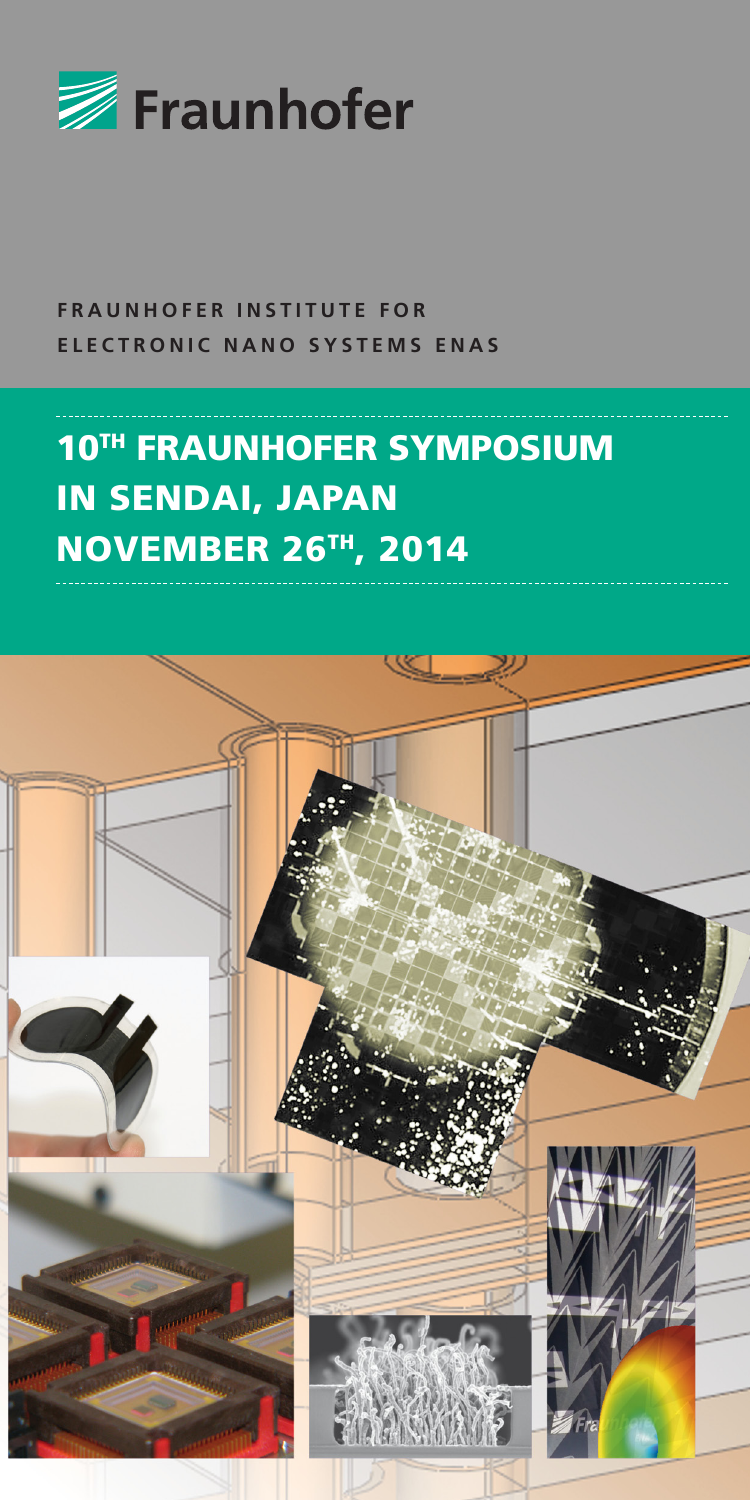Fraunhofer

**FRAUNHOFER INSTITUTE FOR ELECTRONIC NANO SYSTEMS ENAS**

# 10TH FRAUNHOFER SYMPOSIUM IN SENDAI, JAPAN NOVEMBER 26TH, 2014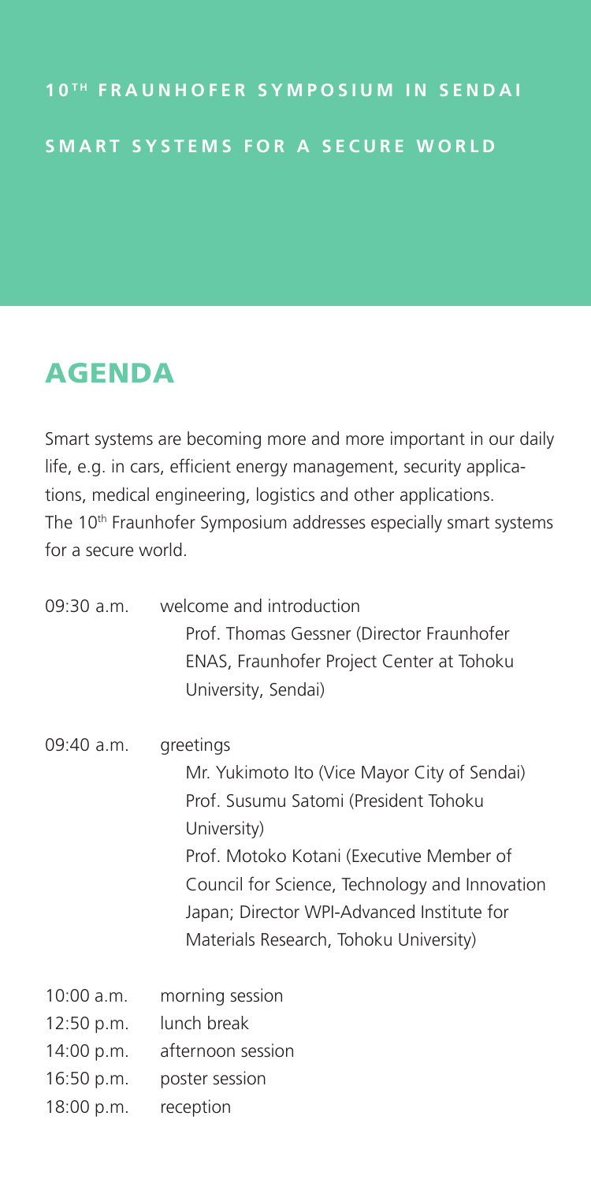**10TH FRAUNHOFER SYMPOSIUM IN SENDAI**

**SMART SYSTEMS FOR A SECURE WORLD**

# AGENDA

Smart systems are becoming more and more important in our daily life, e.g. in cars, efficient energy management, security applications, medical engineering, logistics and other applications. The 10th Fraunhofer Symposium addresses especially smart systems for a secure world.

| | |
|---|---|
| 09:30 a.m. | welcome and introduction<br>Prof. Thomas Gessner (Director Fraunhofer ENAS, Fraunhofer Project Center at Tohoku University, Sendai) |
| 09:40 a.m. | greetings<br>Mr. Yukimoto Ito (Vice Mayor City of Sendai)<br>Prof. Susumu Satomi (President Tohoku University)<br>Prof. Motoko Kotani (Executive Member of Council for Science, Technology and Innovation Japan; Director WPI-Advanced Institute for Materials Research, Tohoku University) |
| 10:00 a.m. | morning session |
| 12:50 p.m. | lunch break |
| 14:00 p.m. | afternoon session |
| 16:50 p.m. | poster session |
| 18:00 p.m. | reception |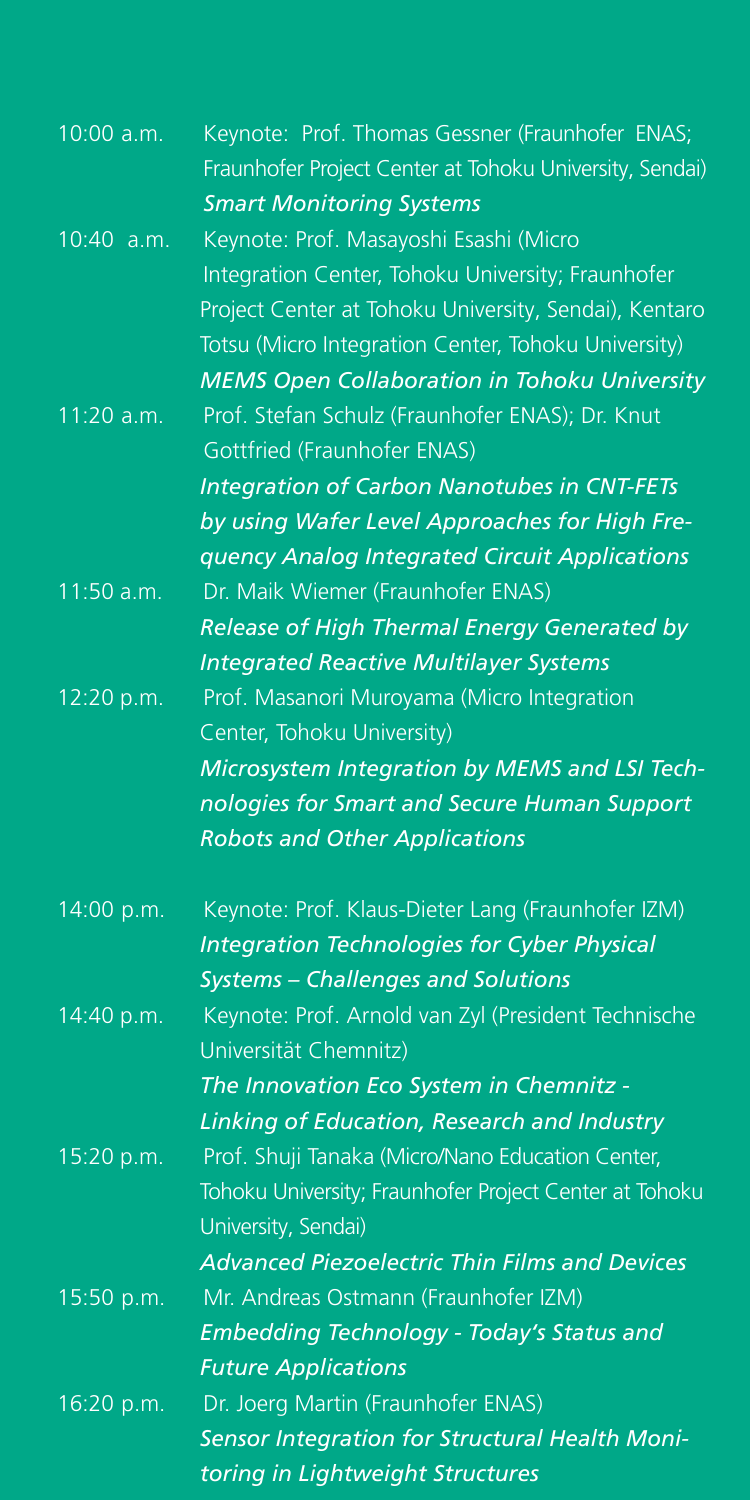10:00 a.m. Keynote: Prof. Thomas Gessner (Fraunhofer ENAS; Fraunhofer Project Center at Tohoku University, Sendai)
*Smart Monitoring Systems*

10:40 a.m. Keynote: Prof. Masayoshi Esashi (Micro Integration Center, Tohoku University; Fraunhofer Project Center at Tohoku University, Sendai), Kentaro Totsu (Micro Integration Center, Tohoku University)
*MEMS Open Collaboration in Tohoku University*

11:20 a.m. Prof. Stefan Schulz (Fraunhofer ENAS); Dr. Knut Gottfried (Fraunhofer ENAS)
*Integration of Carbon Nanotubes in CNT-FETs by using Wafer Level Approaches for High Frequency Analog Integrated Circuit Applications*

11:50 a.m. Dr. Maik Wiemer (Fraunhofer ENAS)
*Release of High Thermal Energy Generated by Integrated Reactive Multilayer Systems*

12:20 p.m. Prof. Masanori Muroyama (Micro Integration Center, Tohoku University)
*Microsystem Integration by MEMS and LSI Technologies for Smart and Secure Human Support Robots and Other Applications*

14:00 p.m. Keynote: Prof. Klaus-Dieter Lang (Fraunhofer IZM)
*Integration Technologies for Cyber Physical Systems – Challenges and Solutions*

14:40 p.m. Keynote: Prof. Arnold van Zyl (President Technische Universität Chemnitz)
*The Innovation Eco System in Chemnitz - Linking of Education, Research and Industry*

15:20 p.m. Prof. Shuji Tanaka (Micro/Nano Education Center, Tohoku University; Fraunhofer Project Center at Tohoku University, Sendai)
*Advanced Piezoelectric Thin Films and Devices*

15:50 p.m. Mr. Andreas Ostmann (Fraunhofer IZM)
*Embedding Technology - Today's Status and Future Applications*

16:20 p.m. Dr. Joerg Martin (Fraunhofer ENAS)
*Sensor Integration for Structural Health Monitoring in Lightweight Structures*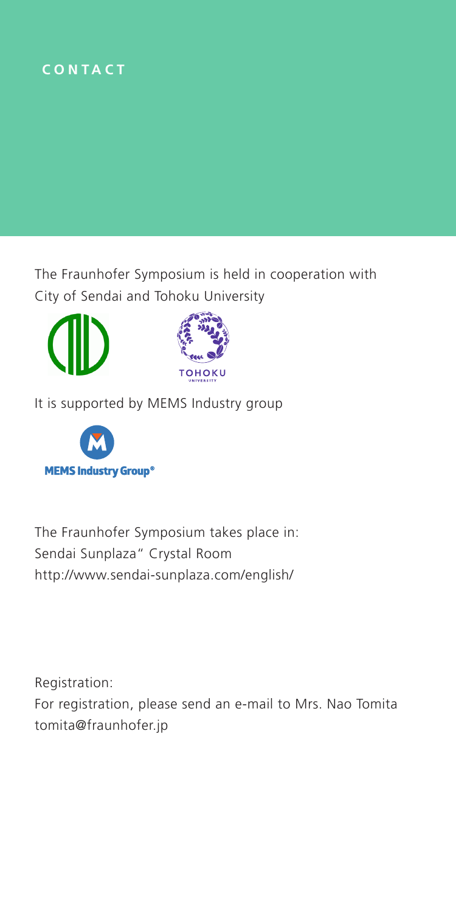# CONTACT

The Fraunhofer Symposium is held in cooperation with City of Sendai and Tohoku University

TOHOKU
UNIVERSITY

It is supported by MEMS Industry group

MEMS Industry Group®

The Fraunhofer Symposium takes place in:
Sendai Sunplaza" Crystal Room
http://www.sendai-sunplaza.com/english/

Registration:
For registration, please send an e-mail to Mrs. Nao Tomita
tomita@fraunhofer.jp